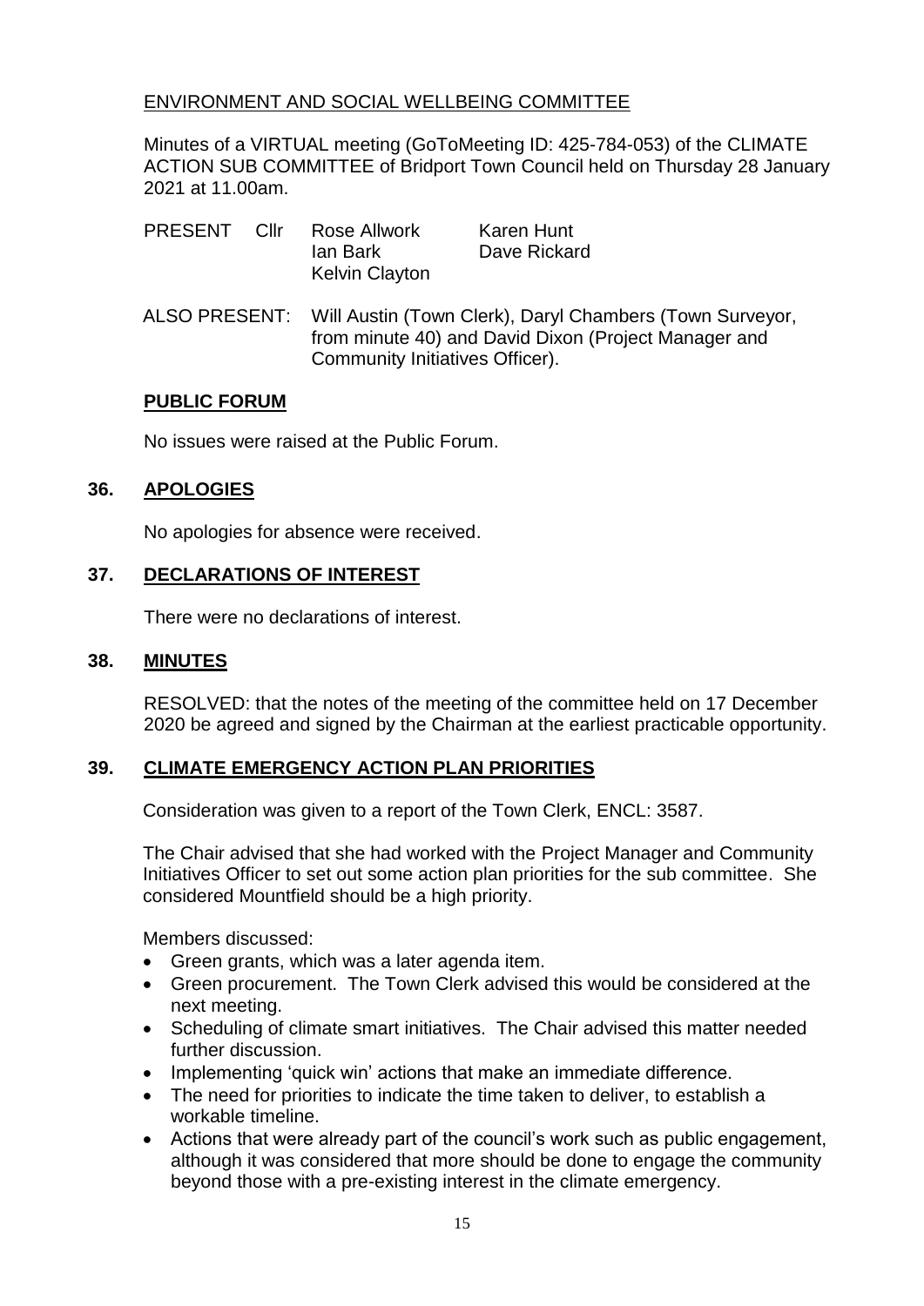ENVIRONMENT AND SOCIAL WELLBEING COMMITTEE

Minutes of a VIRTUAL meeting (GoToMeeting ID: 425-784-053) of the CLIMATE ACTION SUB COMMITTEE of Bridport Town Council held on Thursday 28 January 2021 at 11.00am.

PRESENT Cllr Rose Allwork, Ian Bark, Kelvin Clayton, Karen Hunt, Dave Rickard

ALSO PRESENT: Will Austin (Town Clerk), Daryl Chambers (Town Surveyor, from minute 40) and David Dixon (Project Manager and Community Initiatives Officer).

## PUBLIC FORUM

No issues were raised at the Public Forum.

## 36. APOLOGIES

No apologies for absence were received.

## 37. DECLARATIONS OF INTEREST

There were no declarations of interest.

## 38. MINUTES

RESOLVED: that the notes of the meeting of the committee held on 17 December 2020 be agreed and signed by the Chairman at the earliest practicable opportunity.

## 39. CLIMATE EMERGENCY ACTION PLAN PRIORITIES

Consideration was given to a report of the Town Clerk, ENCL: 3587.

The Chair advised that she had worked with the Project Manager and Community Initiatives Officer to set out some action plan priorities for the sub committee. She considered Mountfield should be a high priority.

Members discussed:

- Green grants, which was a later agenda item.
- Green procurement. The Town Clerk advised this would be considered at the next meeting.
- Scheduling of climate smart initiatives. The Chair advised this matter needed further discussion.
- Implementing 'quick win' actions that make an immediate difference.
- The need for priorities to indicate the time taken to deliver, to establish a workable timeline.
- Actions that were already part of the council's work such as public engagement, although it was considered that more should be done to engage the community beyond those with a pre-existing interest in the climate emergency.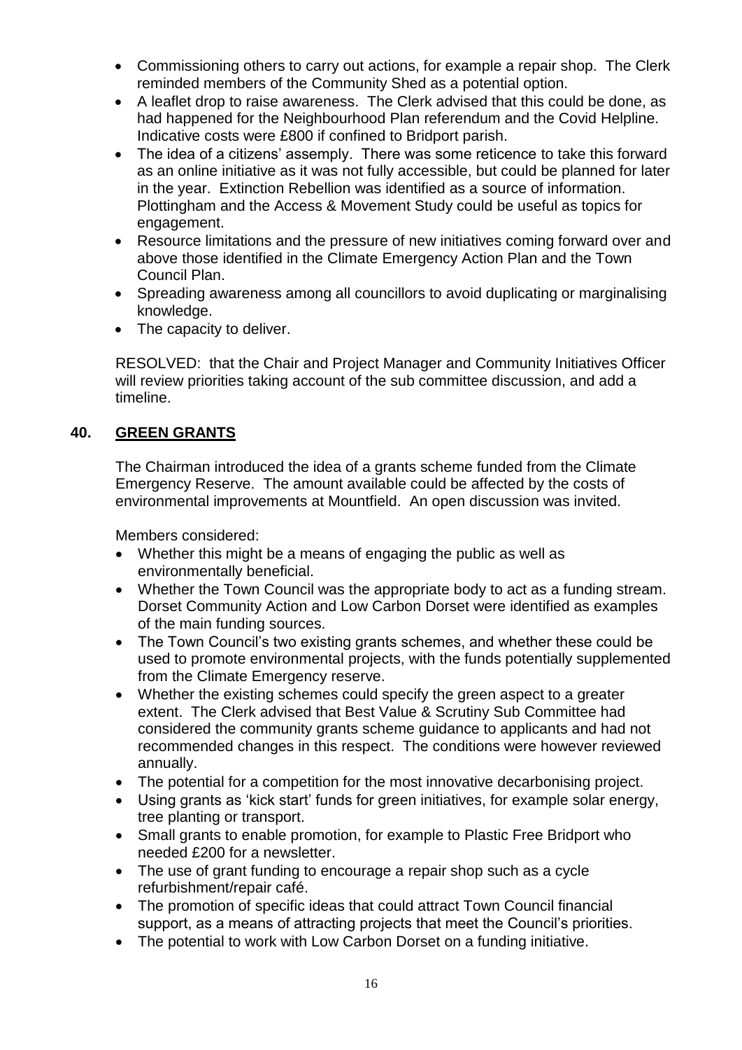- Commissioning others to carry out actions, for example a repair shop. The Clerk reminded members of the Community Shed as a potential option.
- A leaflet drop to raise awareness. The Clerk advised that this could be done, as had happened for the Neighbourhood Plan referendum and the Covid Helpline. Indicative costs were £800 if confined to Bridport parish.
- The idea of a citizens' assemply. There was some reticence to take this forward as an online initiative as it was not fully accessible, but could be planned for later in the year. Extinction Rebellion was identified as a source of information. Plottingham and the Access & Movement Study could be useful as topics for engagement.
- Resource limitations and the pressure of new initiatives coming forward over and above those identified in the Climate Emergency Action Plan and the Town Council Plan.
- Spreading awareness among all councillors to avoid duplicating or marginalising knowledge.
- The capacity to deliver.

RESOLVED: that the Chair and Project Manager and Community Initiatives Officer will review priorities taking account of the sub committee discussion, and add a timeline.

## 40. GREEN GRANTS

The Chairman introduced the idea of a grants scheme funded from the Climate Emergency Reserve. The amount available could be affected by the costs of environmental improvements at Mountfield. An open discussion was invited.

Members considered:

- Whether this might be a means of engaging the public as well as environmentally beneficial.
- Whether the Town Council was the appropriate body to act as a funding stream. Dorset Community Action and Low Carbon Dorset were identified as examples of the main funding sources.
- The Town Council's two existing grants schemes, and whether these could be used to promote environmental projects, with the funds potentially supplemented from the Climate Emergency reserve.
- Whether the existing schemes could specify the green aspect to a greater extent. The Clerk advised that Best Value & Scrutiny Sub Committee had considered the community grants scheme guidance to applicants and had not recommended changes in this respect. The conditions were however reviewed annually.
- The potential for a competition for the most innovative decarbonising project.
- Using grants as 'kick start' funds for green initiatives, for example solar energy, tree planting or transport.
- Small grants to enable promotion, for example to Plastic Free Bridport who needed £200 for a newsletter.
- The use of grant funding to encourage a repair shop such as a cycle refurbishment/repair café.
- The promotion of specific ideas that could attract Town Council financial support, as a means of attracting projects that meet the Council's priorities.
- The potential to work with Low Carbon Dorset on a funding initiative.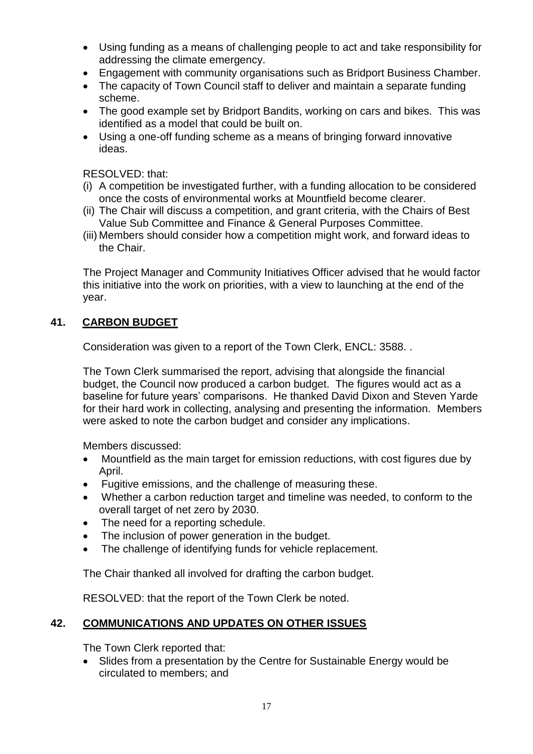- Using funding as a means of challenging people to act and take responsibility for addressing the climate emergency.
- Engagement with community organisations such as Bridport Business Chamber.
- The capacity of Town Council staff to deliver and maintain a separate funding scheme.
- The good example set by Bridport Bandits, working on cars and bikes. This was identified as a model that could be built on.
- Using a one-off funding scheme as a means of bringing forward innovative ideas.

RESOLVED: that:

(i) A competition be investigated further, with a funding allocation to be considered once the costs of environmental works at Mountfield become clearer.
(ii) The Chair will discuss a competition, and grant criteria, with the Chairs of Best Value Sub Committee and Finance & General Purposes Committee.
(iii) Members should consider how a competition might work, and forward ideas to the Chair.

The Project Manager and Community Initiatives Officer advised that he would factor this initiative into the work on priorities, with a view to launching at the end of the year.

## 41. CARBON BUDGET

Consideration was given to a report of the Town Clerk, ENCL: 3588. .

The Town Clerk summarised the report, advising that alongside the financial budget, the Council now produced a carbon budget. The figures would act as a baseline for future years' comparisons. He thanked David Dixon and Steven Yarde for their hard work in collecting, analysing and presenting the information. Members were asked to note the carbon budget and consider any implications.

Members discussed:

- Mountfield as the main target for emission reductions, with cost figures due by April.
- Fugitive emissions, and the challenge of measuring these.
- Whether a carbon reduction target and timeline was needed, to conform to the overall target of net zero by 2030.
- The need for a reporting schedule.
- The inclusion of power generation in the budget.
- The challenge of identifying funds for vehicle replacement.

The Chair thanked all involved for drafting the carbon budget.

RESOLVED: that the report of the Town Clerk be noted.

## 42. COMMUNICATIONS AND UPDATES ON OTHER ISSUES

The Town Clerk reported that:

- Slides from a presentation by the Centre for Sustainable Energy would be circulated to members; and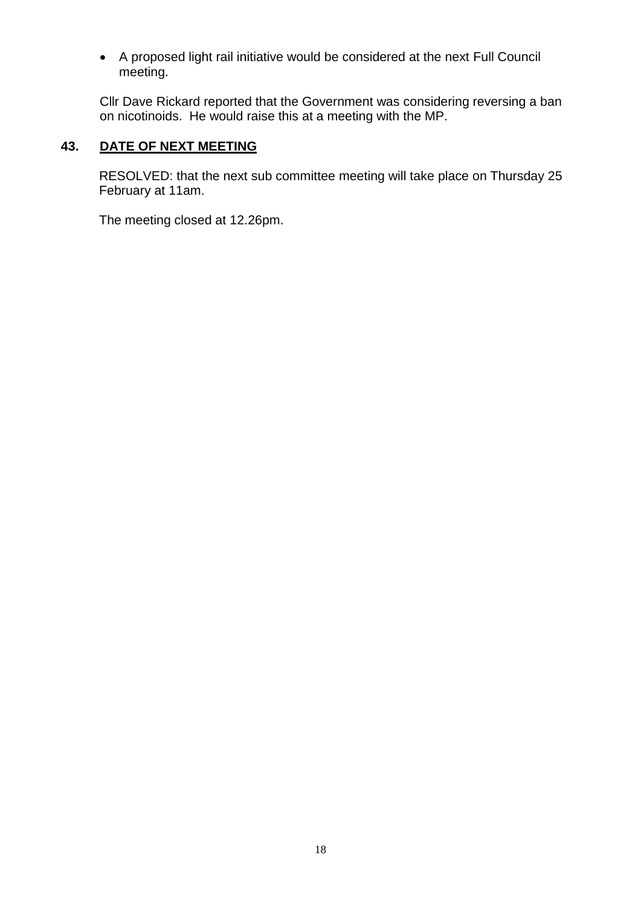- A proposed light rail initiative would be considered at the next Full Council meeting.

Cllr Dave Rickard reported that the Government was considering reversing a ban on nicotinoids. He would raise this at a meeting with the MP.

## 43. DATE OF NEXT MEETING

RESOLVED: that the next sub committee meeting will take place on Thursday 25 February at 11am.

The meeting closed at 12.26pm.